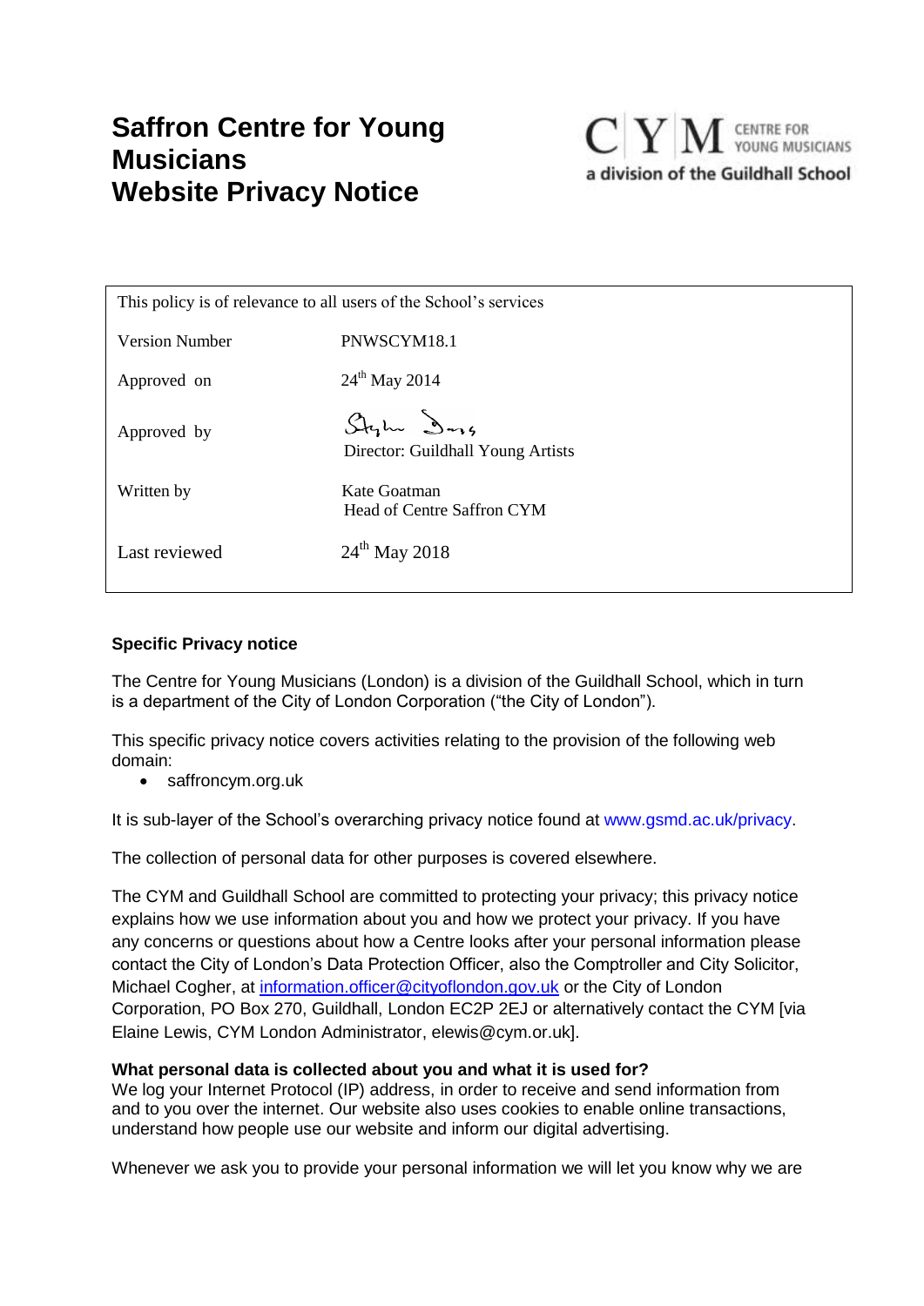# Saffron Centre for Young Musicians
# Website Privacy Notice

CYM CENTRE FOR YOUNG MUSICIANS
a division of the Guildhall School

| This policy is of relevance to all users of the School's services | |
|---|---|
| Version Number | PNWSCYM18.1 |
| Approved on | 24th May 2014 |
| Approved by | Director: Guildhall Young Artists |
| Written by | Kate Goatman<br>Head of Centre Saffron CYM |
| Last reviewed | 24th May 2018 |

**Specific Privacy notice**

The Centre for Young Musicians (London) is a division of the Guildhall School, which in turn is a department of the City of London Corporation ("the City of London").

This specific privacy notice covers activities relating to the provision of the following web domain:

- saffroncym.org.uk

It is sub-layer of the School's overarching privacy notice found at www.gsmd.ac.uk/privacy.

The collection of personal data for other purposes is covered elsewhere.

The CYM and Guildhall School are committed to protecting your privacy; this privacy notice explains how we use information about you and how we protect your privacy. If you have any concerns or questions about how a Centre looks after your personal information please contact the City of London's Data Protection Officer, also the Comptroller and City Solicitor, Michael Cogher, at information.officer@cityoflondon.gov.uk or the City of London Corporation, PO Box 270, Guildhall, London EC2P 2EJ or alternatively contact the CYM [via Elaine Lewis, CYM London Administrator, elewis@cym.or.uk].

**What personal data is collected about you and what it is used for?**

We log your Internet Protocol (IP) address, in order to receive and send information from and to you over the internet. Our website also uses cookies to enable online transactions, understand how people use our website and inform our digital advertising.

Whenever we ask you to provide your personal information we will let you know why we are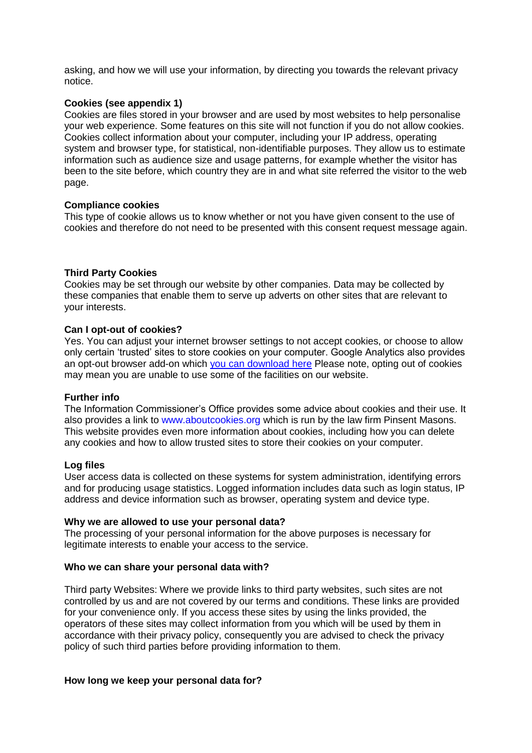asking, and how we will use your information, by directing you towards the relevant privacy notice.

**Cookies (see appendix 1)**
Cookies are files stored in your browser and are used by most websites to help personalise your web experience. Some features on this site will not function if you do not allow cookies. Cookies collect information about your computer, including your IP address, operating system and browser type, for statistical, non-identifiable purposes. They allow us to estimate information such as audience size and usage patterns, for example whether the visitor has been to the site before, which country they are in and what site referred the visitor to the web page.

**Compliance cookies**
This type of cookie allows us to know whether or not you have given consent to the use of cookies and therefore do not need to be presented with this consent request message again.

**Third Party Cookies**
Cookies may be set through our website by other companies. Data may be collected by these companies that enable them to serve up adverts on other sites that are relevant to your interests.

**Can I opt-out of cookies?**
Yes. You can adjust your internet browser settings to not accept cookies, or choose to allow only certain 'trusted' sites to store cookies on your computer. Google Analytics also provides an opt-out browser add-on which you can download here Please note, opting out of cookies may mean you are unable to use some of the facilities on our website.

**Further info**
The Information Commissioner's Office provides some advice about cookies and their use. It also provides a link to www.aboutcookies.org which is run by the law firm Pinsent Masons. This website provides even more information about cookies, including how you can delete any cookies and how to allow trusted sites to store their cookies on your computer.

**Log files**
User access data is collected on these systems for system administration, identifying errors and for producing usage statistics. Logged information includes data such as login status, IP address and device information such as browser, operating system and device type.

**Why we are allowed to use your personal data?**
The processing of your personal information for the above purposes is necessary for legitimate interests to enable your access to the service.

**Who we can share your personal data with?**

Third party Websites: Where we provide links to third party websites, such sites are not controlled by us and are not covered by our terms and conditions. These links are provided for your convenience only. If you access these sites by using the links provided, the operators of these sites may collect information from you which will be used by them in accordance with their privacy policy, consequently you are advised to check the privacy policy of such third parties before providing information to them.

**How long we keep your personal data for?**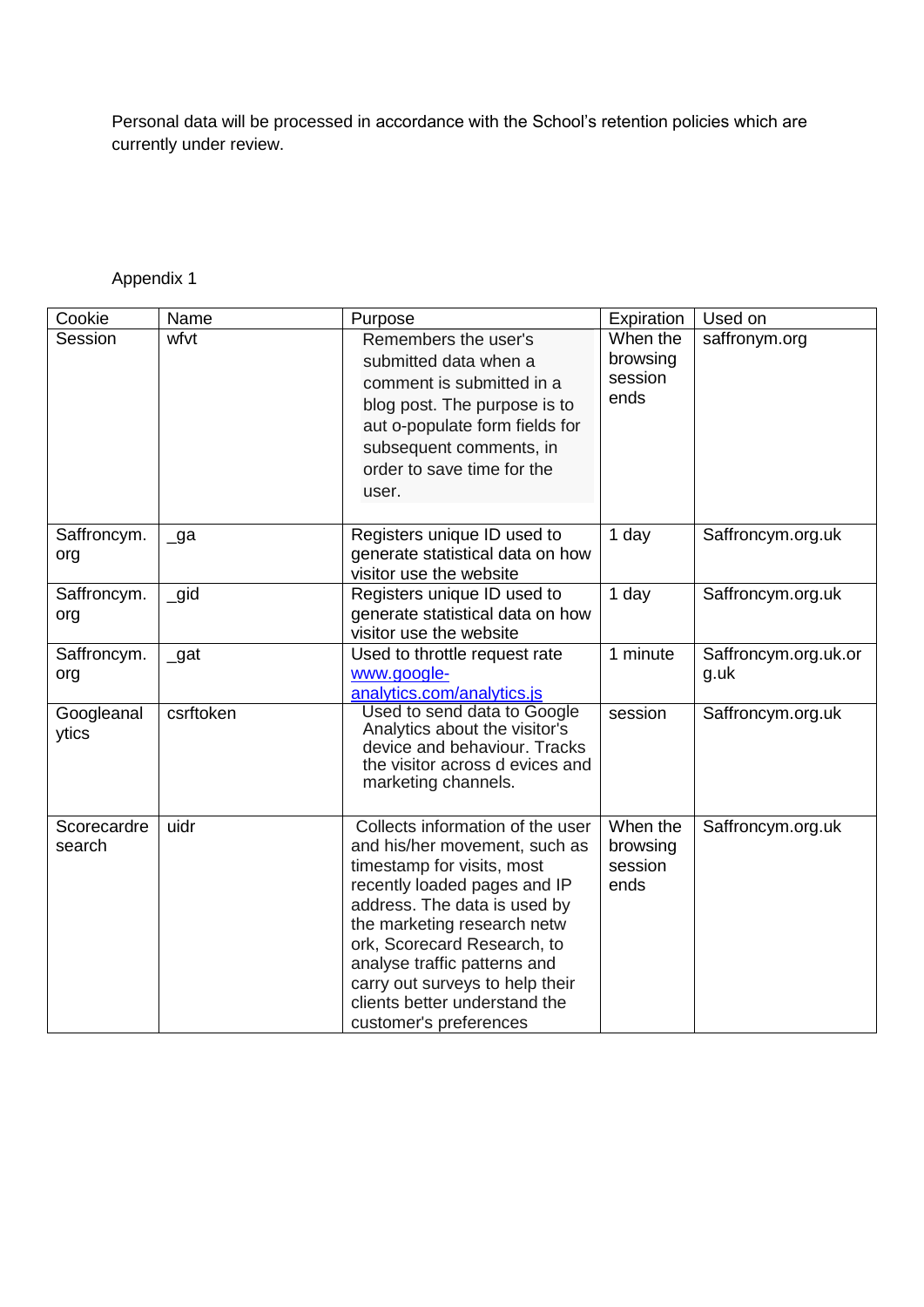Personal data will be processed in accordance with the School's retention policies which are currently under review.

Appendix 1

| Cookie | Name | Purpose | Expiration | Used on |
|---|---|---|---|---|
| Session | wfvt | Remembers the user's submitted data when a comment is submitted in a blog post. The purpose is to aut o-populate form fields for subsequent comments, in order to save time for the user. | When the browsing session ends | saffronym.org |
| Saffroncym.org | _ga | Registers unique ID used to generate statistical data on how visitor use the website | 1 day | Saffroncym.org.uk |
| Saffroncym.org | _gid | Registers unique ID used to generate statistical data on how visitor use the website | 1 day | Saffroncym.org.uk |
| Saffroncym.org | _gat | Used to throttle request rate www.google-analytics.com/analytics.js | 1 minute | Saffroncym.org.uk.org.uk |
| Googleanalytics | csrftoken | Used to send data to Google Analytics about the visitor's device and behaviour. Tracks the visitor across d evices and marketing channels. | session | Saffroncym.org.uk |
| Scorecardresearch | uidr | Collects information of the user and his/her movement, such as timestamp for visits, most recently loaded pages and IP address. The data is used by the marketing research netw ork, Scorecard Research, to analyse traffic patterns and carry out surveys to help their clients better understand the customer's preferences | When the browsing session ends | Saffroncym.org.uk |